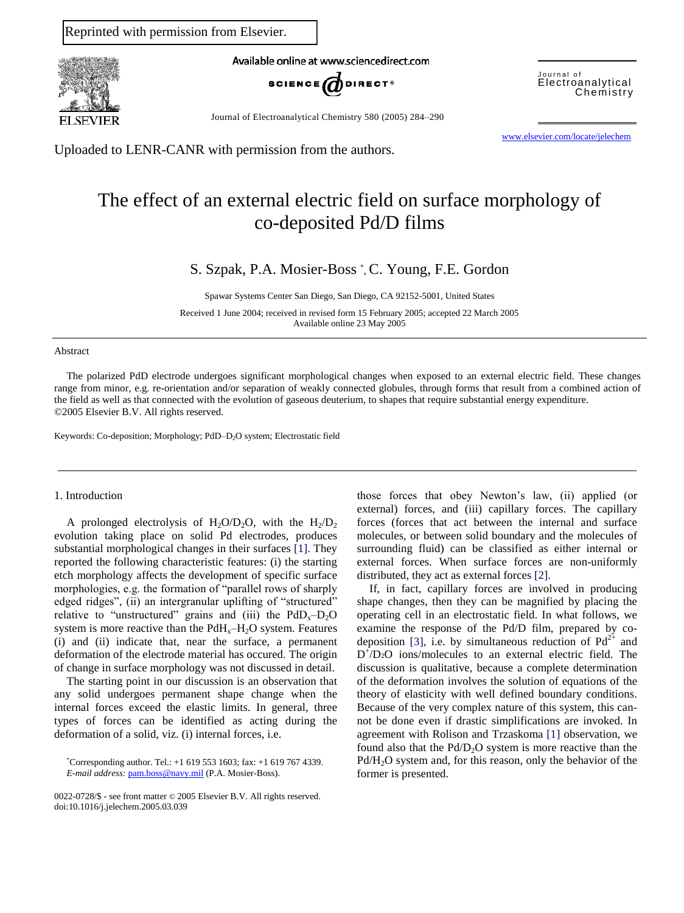Reprinted with permission from Elsevier.

Uploaded to LENR-CANR with permission from the authors.

# The effect of an external electric field on surface morphology of co-deposited Pd/D films

S. Szpak, P.A. Mosier-Boss *, C. Young, F.E. Gordon

Spawar Systems Center San Diego, San Diego, CA 92152-5001, United States

Received 1 June 2004; received in revised form 15 February 2005; accepted 22 March 2005
Available online 23 May 2005

## Abstract

The polarized PdD electrode undergoes significant morphological changes when exposed to an external electric field. These changes range from minor, e.g. re-orientation and/or separation of weakly connected globules, through forms that result from a combined action of the field as well as that connected with the evolution of gaseous deuterium, to shapes that require substantial energy expenditure.
©2005 Elsevier B.V. All rights reserved.

Keywords: Co-deposition; Morphology; $PdD–D_2O$ system; Electrostatic field

## 1. Introduction

A prolonged electrolysis of $H_2O/D_2O$, with the $H_2/D_2$ evolution taking place on solid Pd electrodes, produces substantial morphological changes in their surfaces [1]. They reported the following characteristic features: (i) the starting etch morphology affects the development of specific surface morphologies, e.g. the formation of "parallel rows of sharply edged ridges", (ii) an intergranular uplifting of "structured" relative to "unstructured" grains and (iii) the $PdD_x–D_2O$ system is more reactive than the $PdH_x–H_2O$ system. Features (i) and (ii) indicate that, near the surface, a permanent deformation of the electrode material has occured. The origin of change in surface morphology was not discussed in detail.

The starting point in our discussion is an observation that any solid undergoes permanent shape change when the internal forces exceed the elastic limits. In general, three types of forces can be identified as acting during the deformation of a solid, viz. (i) internal forces, i.e. those forces that obey Newton's law, (ii) applied (or external) forces, and (iii) capillary forces. The capillary forces (forces that act between the internal and surface molecules, or between solid boundary and the molecules of surrounding fluid) can be classified as either internal or external forces. When surface forces are non-uniformly distributed, they act as external forces [2].

If, in fact, capillary forces are involved in producing shape changes, then they can be magnified by placing the operating cell in an electrostatic field. In what follows, we examine the response of the Pd/D film, prepared by co-deposition [3], i.e. by simultaneous reduction of $Pd^{2+}$ and $D^+/D_2O$ ions/molecules to an external electric field. The discussion is qualitative, because a complete determination of the deformation involves the solution of equations of the theory of elasticity with well defined boundary conditions. Because of the very complex nature of this system, this cannot be done even if drastic simplifications are invoked. In agreement with Rolison and Trzaskoma [1] observation, we found also that the $Pd/D_2O$ system is more reactive than the $Pd/H_2O$ system and, for this reason, only the behavior of the former is presented.

*Corresponding author. Tel.: +1 619 553 1603; fax: +1 619 767 4339.
*E-mail address:* pam.boss@navy.mil (P.A. Mosier-Boss).

0022-0728/$ - see front matter © 2005 Elsevier B.V. All rights reserved.
doi:10.1016/j.jelechem.2005.03.039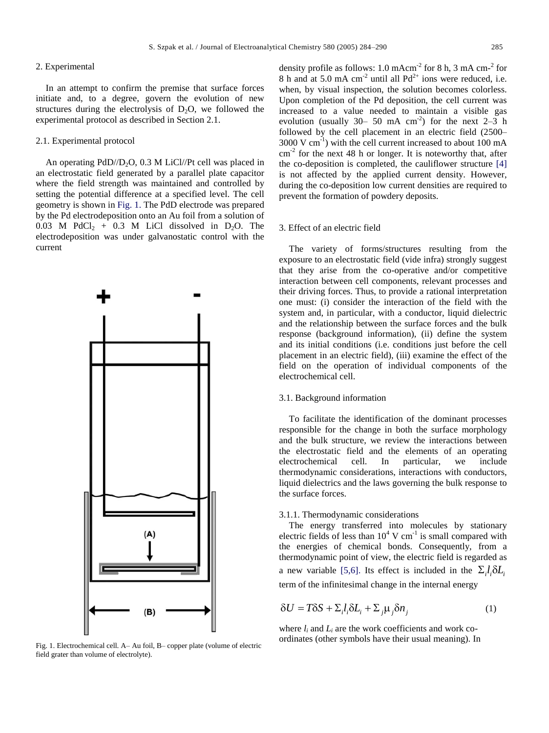## 2. Experimental

In an attempt to confirm the premise that surface forces initiate and, to a degree, govern the evolution of new structures during the electrolysis of $D_2O$, we followed the experimental protocol as described in Section 2.1.

### 2.1. Experimental protocol

An operating PdD//$D_2O$, 0.3 M LiCl//Pt cell was placed in an electrostatic field generated by a parallel plate capacitor where the field strength was maintained and controlled by setting the potential difference at a specified level. The cell geometry is shown in Fig. 1. The PdD electrode was prepared by the Pd electrodeposition onto an Au foil from a solution of 0.03 M $PdCl_2$ + 0.3 M LiCl dissolved in $D_2O$. The electrodeposition was under galvanostatic control with the current density profile as follows: 1.0 mAcm$^{-2}$ for 8 h, 3 mA cm-$^{2}$ for 8 h and at 5.0 mA cm$^{-2}$ until all $Pd^{2+}$ ions were reduced, i.e. when, by visual inspection, the solution becomes colorless. Upon completion of the Pd deposition, the cell current was increased to a value needed to maintain a visible gas evolution (usually 30– 50 mA cm$^{-2}$) for the next 2–3 h followed by the cell placement in an electric field (2500–3000 V cm$^{-1}$) with the cell current increased to about 100 mA cm$^{-2}$ for the next 48 h or longer. It is noteworthy that, after the co-deposition is completed, the cauliflower structure [4] is not affected by the applied current density. However, during the co-deposition low current densities are required to prevent the formation of powdery deposits.

Fig. 1. Electrochemical cell. A– Au foil, B– copper plate (volume of electric field grater than volume of electrolyte).

## 3. Effect of an electric field

The variety of forms/structures resulting from the exposure to an electrostatic field (vide infra) strongly suggest that they arise from the co-operative and/or competitive interaction between cell components, relevant processes and their driving forces. Thus, to provide a rational interpretation one must: (i) consider the interaction of the field with the system and, in particular, with a conductor, liquid dielectric and the relationship between the surface forces and the bulk response (background information), (ii) define the system and its initial conditions (i.e. conditions just before the cell placement in an electric field), (iii) examine the effect of the field on the operation of individual components of the electrochemical cell.

### 3.1. Background information

To facilitate the identification of the dominant processes responsible for the change in both the surface morphology and the bulk structure, we review the interactions between the electrostatic field and the elements of an operating electrochemical cell. In particular, we include thermodynamic considerations, interactions with conductors, liquid dielectrics and the laws governing the bulk response to the surface forces.

#### 3.1.1. Thermodynamic considerations

The energy transferred into molecules by stationary electric fields of less than $10^4$ V cm$^{-1}$ is small compared with the energies of chemical bonds. Consequently, from a thermodynamic point of view, the electric field is regarded as a new variable [5,6]. Its effect is included in the $\Sigma_i l_i \delta L_i$ term of the infinitesimal change in the internal energy

$$\delta U = T\delta S + \Sigma_i l_i \delta L_i + \Sigma_j \mu_j \delta n_j \qquad (1)$$

where $l_i$ and $L_i$ are the work coefficients and work co-ordinates (other symbols have their usual meaning). In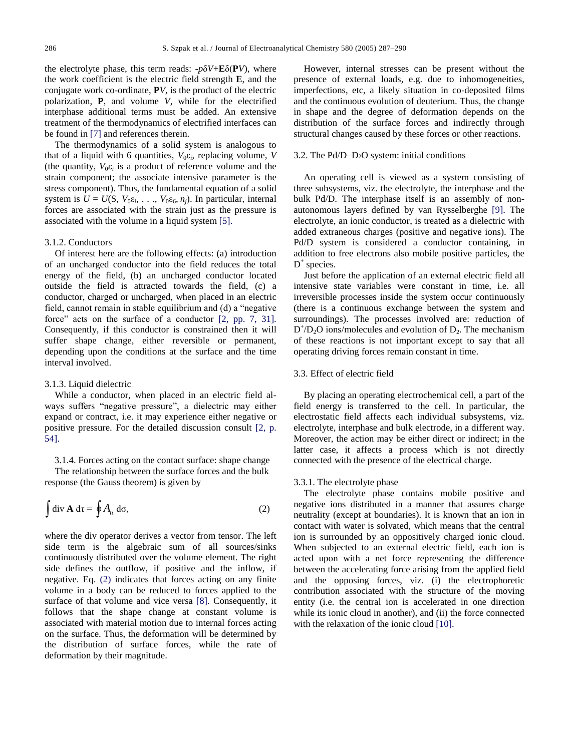the electrolyte phase, this term reads: $-p\delta V + \mathbf{E}\delta(\mathbf{P}V)$, where the work coefficient is the electric field strength $\mathbf{E}$, and the conjugate work co-ordinate, $\mathbf{P}V$, is the product of the electric polarization, $\mathbf{P}$, and volume $V$, while for the electrified interphase additional terms must be added. An extensive treatment of the thermodynamics of electrified interfaces can be found in [7] and references therein.

The thermodynamics of a solid system is analogous to that of a liquid with 6 quantities, $V_0\varepsilon_i$, replacing volume, $V$ (the quantity, $V_0\varepsilon_i$ is a product of reference volume and the strain component; the associate intensive parameter is the stress component). Thus, the fundamental equation of a solid system is $U = U(S, V_0\varepsilon_i, \ldots, V_0\varepsilon_6, n_j)$. In particular, internal forces are associated with the strain just as the pressure is associated with the volume in a liquid system [5].

#### 3.1.2. Conductors

Of interest here are the following effects: (a) introduction of an uncharged conductor into the field reduces the total energy of the field, (b) an uncharged conductor located outside the field is attracted towards the field, (c) a conductor, charged or uncharged, when placed in an electric field, cannot remain in stable equilibrium and (d) a "negative force" acts on the surface of a conductor [2, pp. 7, 31]. Consequently, if this conductor is constrained then it will suffer shape change, either reversible or permanent, depending upon the conditions at the surface and the time interval involved.

#### 3.1.3. Liquid dielectric

While a conductor, when placed in an electric field always suffers "negative pressure", a dielectric may either expand or contract, i.e. it may experience either negative or positive pressure. For the detailed discussion consult [2, p. 54].

#### 3.1.4. Forces acting on the contact surface: shape change

The relationship between the surface forces and the bulk response (the Gauss theorem) is given by

$$\int \text{div}\, \mathbf{A}\, \mathrm{d}\tau = \oint A_n\, \mathrm{d}\sigma, \tag{2}$$

where the div operator derives a vector from tensor. The left side term is the algebraic sum of all sources/sinks continuously distributed over the volume element. The right side defines the outflow, if positive and the inflow, if negative. Eq. (2) indicates that forces acting on any finite volume in a body can be reduced to forces applied to the surface of that volume and vice versa [8]. Consequently, it follows that the shape change at constant volume is associated with material motion due to internal forces acting on the surface. Thus, the deformation will be determined by the distribution of surface forces, while the rate of deformation by their magnitude.

However, internal stresses can be present without the presence of external loads, e.g. due to inhomogeneities, imperfections, etc, a likely situation in co-deposited films and the continuous evolution of deuterium. Thus, the change in shape and the degree of deformation depends on the distribution of the surface forces and indirectly through structural changes caused by these forces or other reactions.

### 3.2. The Pd/D–$D_2O$ system: initial conditions

An operating cell is viewed as a system consisting of three subsystems, viz. the electrolyte, the interphase and the bulk Pd/D. The interphase itself is an assembly of non-autonomous layers defined by van Rysselberghe [9]. The electrolyte, an ionic conductor, is treated as a dielectric with added extraneous charges (positive and negative ions). The Pd/D system is considered a conductor containing, in addition to free electrons also mobile positive particles, the $D^+$ species.

Just before the application of an external electric field all intensive state variables were constant in time, i.e. all irreversible processes inside the system occur continuously (there is a continuous exchange between the system and surroundings). The processes involved are: reduction of $D^+$/$D_2O$ ions/molecules and evolution of $D_2$. The mechanism of these reactions is not important except to say that all operating driving forces remain constant in time.

### 3.3. Effect of electric field

By placing an operating electrochemical cell, a part of the field energy is transferred to the cell. In particular, the electrostatic field affects each individual subsystems, viz. electrolyte, interphase and bulk electrode, in a different way. Moreover, the action may be either direct or indirect; in the latter case, it affects a process which is not directly connected with the presence of the electrical charge.

#### 3.3.1. The electrolyte phase

The electrolyte phase contains mobile positive and negative ions distributed in a manner that assures charge neutrality (except at boundaries). It is known that an ion in contact with water is solvated, which means that the central ion is surrounded by an oppositively charged ionic cloud. When subjected to an external electric field, each ion is acted upon with a net force representing the difference between the accelerating force arising from the applied field and the opposing forces, viz. (i) the electrophoretic contribution associated with the structure of the moving entity (i.e. the central ion is accelerated in one direction while its ionic cloud in another), and (ii) the force connected with the relaxation of the ionic cloud [10].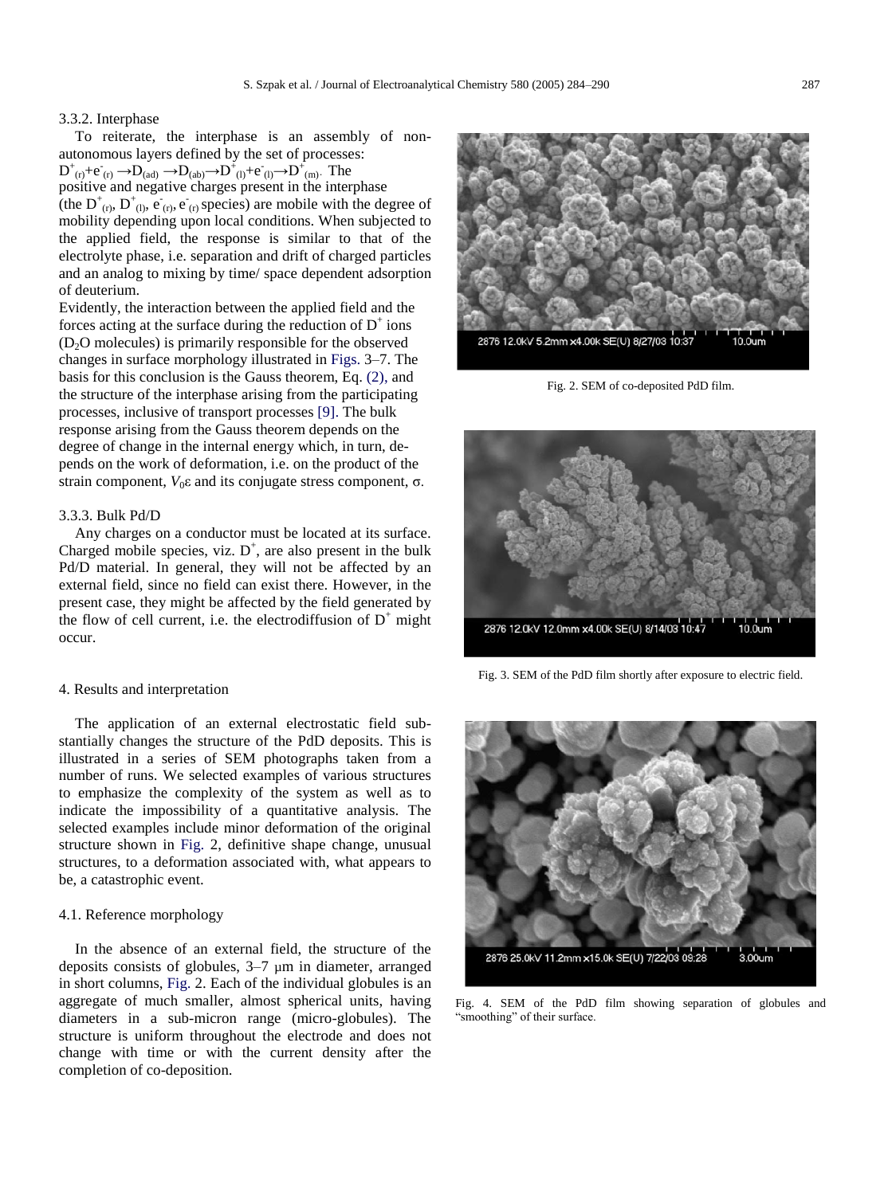### 3.3.2. Interphase

To reiterate, the interphase is an assembly of non-autonomous layers defined by the set of processes: $D^+_{(r)}+e^-_{(r)} \rightarrow D_{(ad)} \rightarrow D_{(ab)} \rightarrow D^+_{(l)}+e^-_{(l)} \rightarrow D^+_{(m)}$. The positive and negative charges present in the interphase (the $D^+_{(r)}$, $D^+_{(l)}$, $e^-_{(r)}$, $e^-_{(r)}$ species) are mobile with the degree of mobility depending upon local conditions. When subjected to the applied field, the response is similar to that of the electrolyte phase, i.e. separation and drift of charged particles and an analog to mixing by time/ space dependent adsorption of deuterium.

Evidently, the interaction between the applied field and the forces acting at the surface during the reduction of $D^+$ ions ($D_2O$ molecules) is primarily responsible for the observed changes in surface morphology illustrated in Figs. 3–7. The basis for this conclusion is the Gauss theorem, Eq. (2), and the structure of the interphase arising from the participating processes, inclusive of transport processes [9]. The bulk response arising from the Gauss theorem depends on the degree of change in the internal energy which, in turn, depends on the work of deformation, i.e. on the product of the strain component, $V_0\varepsilon$ and its conjugate stress component, $\sigma$.

### 3.3.3. Bulk Pd/D

Any charges on a conductor must be located at its surface. Charged mobile species, viz. $D^+$, are also present in the bulk Pd/D material. In general, they will not be affected by an external field, since no field can exist there. However, in the present case, they might be affected by the field generated by the flow of cell current, i.e. the electrodiffusion of $D^+$ might occur.

## 4. Results and interpretation

The application of an external electrostatic field substantially changes the structure of the PdD deposits. This is illustrated in a series of SEM photographs taken from a number of runs. We selected examples of various structures to emphasize the complexity of the system as well as to indicate the impossibility of a quantitative analysis. The selected examples include minor deformation of the original structure shown in Fig. 2, definitive shape change, unusual structures, to a deformation associated with, what appears to be, a catastrophic event.

### 4.1. Reference morphology

In the absence of an external field, the structure of the deposits consists of globules, 3–7 μm in diameter, arranged in short columns, Fig. 2. Each of the individual globules is an aggregate of much smaller, almost spherical units, having diameters in a sub-micron range (micro-globules). The structure is uniform throughout the electrode and does not change with time or with the current density after the completion of co-deposition.

2876 12.0kV 5.2mm x4.00k SE(U) 8/27/03 10:37 10.0um

Fig. 2. SEM of co-deposited PdD film.

2876 12.0kV 12.0mm x4.00k SE(U) 8/14/03 10:47 10.0um

Fig. 3. SEM of the PdD film shortly after exposure to electric field.

2876 25.0kV 11.2mm x15.0k SE(U) 7/22/03 09:28 3.00um

Fig. 4. SEM of the PdD film showing separation of globules and "smoothing" of their surface.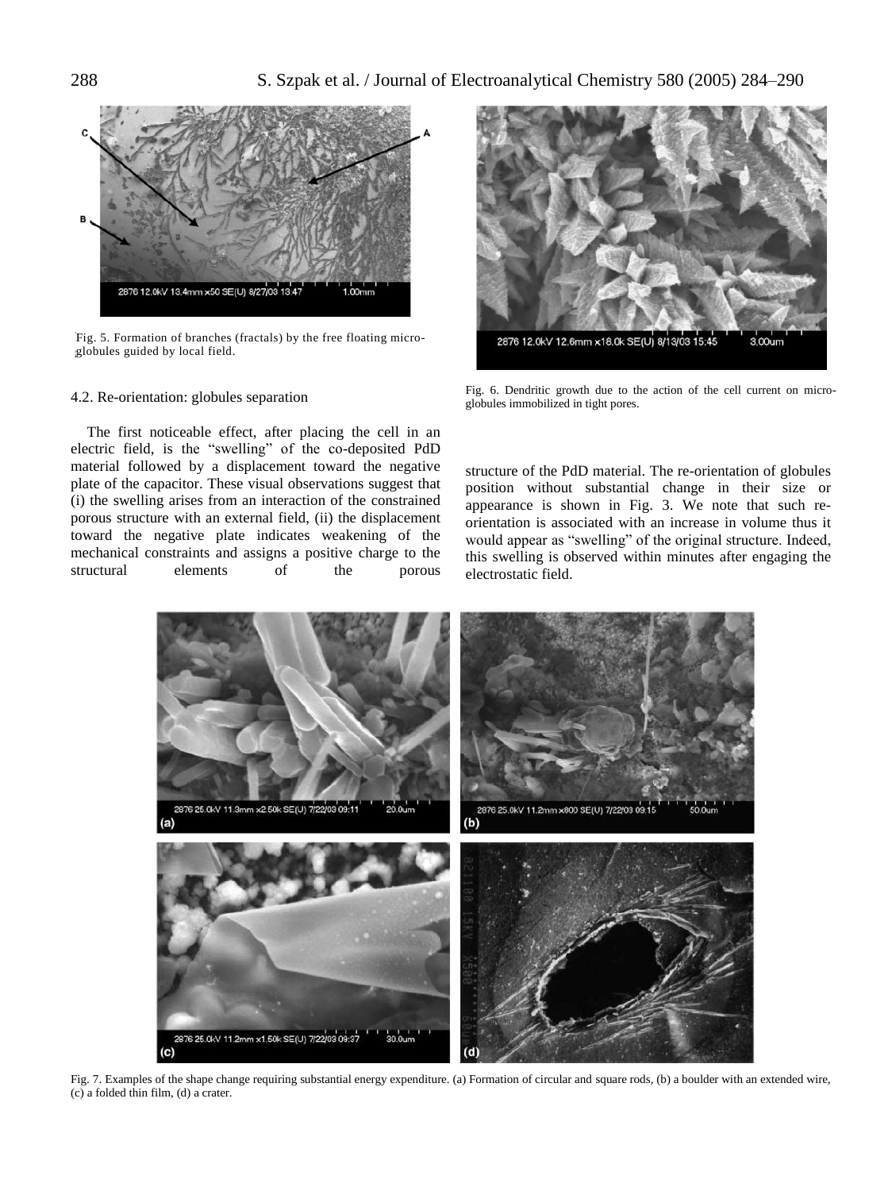Fig. 5. Formation of branches (fractals) by the free floating micro-globules guided by local field.

Fig. 6. Dendritic growth due to the action of the cell current on micro-globules immobilized in tight pores.

### 4.2. Re-orientation: globules separation

The first noticeable effect, after placing the cell in an electric field, is the "swelling" of the co-deposited PdD material followed by a displacement toward the negative plate of the capacitor. These visual observations suggest that (i) the swelling arises from an interaction of the constrained porous structure with an external field, (ii) the displacement toward the negative plate indicates weakening of the mechanical constraints and assigns a positive charge to the structural elements of the porous structure of the PdD material. The re-orientation of globules position without substantial change in their size or appearance is shown in Fig. 3. We note that such re-orientation is associated with an increase in volume thus it would appear as "swelling" of the original structure. Indeed, this swelling is observed within minutes after engaging the electrostatic field.

Fig. 7. Examples of the shape change requiring substantial energy expenditure. (a) Formation of circular and square rods, (b) a boulder with an extended wire, (c) a folded thin film, (d) a crater.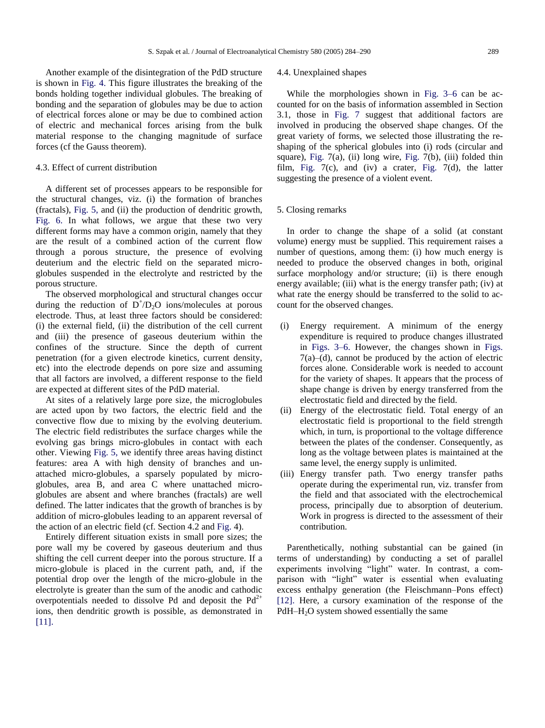Another example of the disintegration of the PdD structure is shown in Fig. 4. This figure illustrates the breaking of the bonds holding together individual globules. The breaking of bonding and the separation of globules may be due to action of electrical forces alone or may be due to combined action of electric and mechanical forces arising from the bulk material response to the changing magnitude of surface forces (cf the Gauss theorem).

### 4.3. Effect of current distribution

A different set of processes appears to be responsible for the structural changes, viz. (i) the formation of branches (fractals), Fig. 5, and (ii) the production of dendritic growth, Fig. 6. In what follows, we argue that these two very different forms may have a common origin, namely that they are the result of a combined action of the current flow through a porous structure, the presence of evolving deuterium and the electric field on the separated micro-globules suspended in the electrolyte and restricted by the porous structure.

The observed morphological and structural changes occur during the reduction of $D^+/D_2O$ ions/molecules at porous electrode. Thus, at least three factors should be considered: (i) the external field, (ii) the distribution of the cell current and (iii) the presence of gaseous deuterium within the confines of the structure. Since the depth of current penetration (for a given electrode kinetics, current density, etc) into the electrode depends on pore size and assuming that all factors are involved, a different response to the field are expected at different sites of the PdD material.

At sites of a relatively large pore size, the microglobules are acted upon by two factors, the electric field and the convective flow due to mixing by the evolving deuterium. The electric field redistributes the surface charges while the evolving gas brings micro-globules in contact with each other. Viewing Fig. 5, we identify three areas having distinct features: area A with high density of branches and unattached micro-globules, a sparsely populated by micro-globules, area B, and area C where unattached micro-globules are absent and where branches (fractals) are well defined. The latter indicates that the growth of branches is by addition of micro-globules leading to an apparent reversal of the action of an electric field (cf. Section 4.2 and Fig. 4).

Entirely different situation exists in small pore sizes; the pore wall my be covered by gaseous deuterium and thus shifting the cell current deeper into the porous structure. If a micro-globule is placed in the current path, and, if the potential drop over the length of the micro-globule in the electrolyte is greater than the sum of the anodic and cathodic overpotentials needed to dissolve Pd and deposit the $Pd^{2+}$ ions, then dendritic growth is possible, as demonstrated in [11].

### 4.4. Unexplained shapes

While the morphologies shown in Fig. 3–6 can be accounted for on the basis of information assembled in Section 3.1, those in Fig. 7 suggest that additional factors are involved in producing the observed shape changes. Of the great variety of forms, we selected those illustrating the re-shaping of the spherical globules into (i) rods (circular and square), Fig. 7(a), (ii) long wire, Fig. 7(b), (iii) folded thin film, Fig. 7(c), and (iv) a crater, Fig. 7(d), the latter suggesting the presence of a violent event.

## 5. Closing remarks

In order to change the shape of a solid (at constant volume) energy must be supplied. This requirement raises a number of questions, among them: (i) how much energy is needed to produce the observed changes in both, original surface morphology and/or structure; (ii) is there enough energy available; (iii) what is the energy transfer path; (iv) at what rate the energy should be transferred to the solid to account for the observed changes.

(i) Energy requirement. A minimum of the energy expenditure is required to produce changes illustrated in Figs. 3–6. However, the changes shown in Figs. 7(a)–(d), cannot be produced by the action of electric forces alone. Considerable work is needed to account for the variety of shapes. It appears that the process of shape change is driven by energy transferred from the electrostatic field and directed by the field.
(ii) Energy of the electrostatic field. Total energy of an electrostatic field is proportional to the field strength which, in turn, is proportional to the voltage difference between the plates of the condenser. Consequently, as long as the voltage between plates is maintained at the same level, the energy supply is unlimited.
(iii) Energy transfer path. Two energy transfer paths operate during the experimental run, viz. transfer from the field and that associated with the electrochemical process, principally due to absorption of deuterium. Work in progress is directed to the assessment of their contribution.

Parenthetically, nothing substantial can be gained (in terms of understanding) by conducting a set of parallel experiments involving “light” water. In contrast, a comparison with “light” water is essential when evaluating excess enthalpy generation (the Fleischmann–Pons effect) [12]. Here, a cursory examination of the response of the $PdH–H_2O$ system showed essentially the same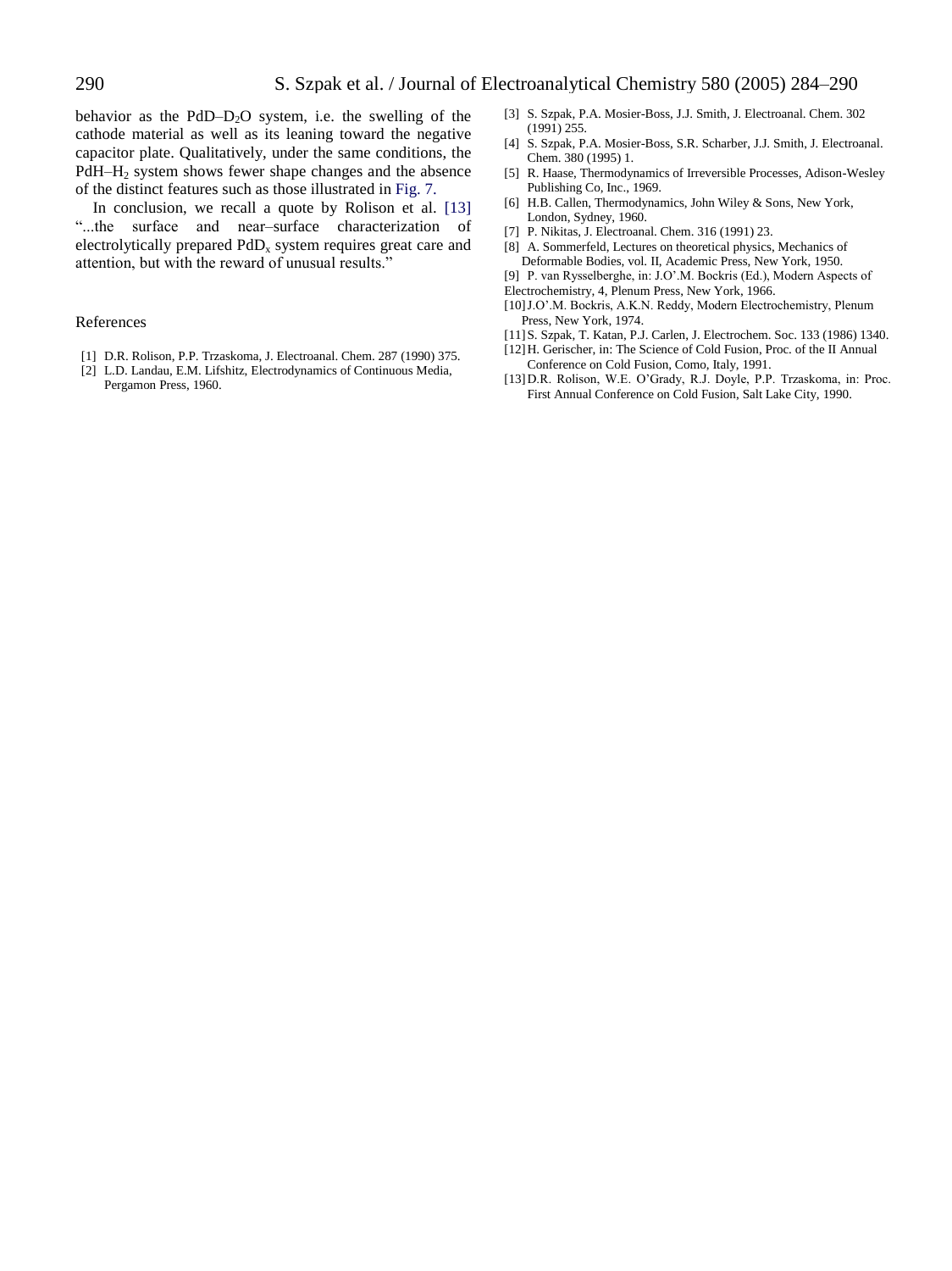behavior as the PdD–$D_2O$ system, i.e. the swelling of the cathode material as well as its leaning toward the negative capacitor plate. Qualitatively, under the same conditions, the PdH–$H_2$ system shows fewer shape changes and the absence of the distinct features such as those illustrated in Fig. 7.

In conclusion, we recall a quote by Rolison et al. [13] "...the surface and near–surface characterization of electrolytically prepared $PdD_x$ system requires great care and attention, but with the reward of unusual results."

## References

[1] D.R. Rolison, P.P. Trzaskoma, J. Electroanal. Chem. 287 (1990) 375.

[2] L.D. Landau, E.M. Lifshitz, Electrodynamics of Continuous Media, Pergamon Press, 1960.

[3] S. Szpak, P.A. Mosier-Boss, J.J. Smith, J. Electroanal. Chem. 302 (1991) 255.

[4] S. Szpak, P.A. Mosier-Boss, S.R. Scharber, J.J. Smith, J. Electroanal. Chem. 380 (1995) 1.

[5] R. Haase, Thermodynamics of Irreversible Processes, Adison-Wesley Publishing Co, Inc., 1969.

[6] H.B. Callen, Thermodynamics, John Wiley & Sons, New York, London, Sydney, 1960.

[7] P. Nikitas, J. Electroanal. Chem. 316 (1991) 23.

[8] A. Sommerfeld, Lectures on theoretical physics, Mechanics of Deformable Bodies, vol. II, Academic Press, New York, 1950.

[9] P. van Rysselberghe, in: J.O'.M. Bockris (Ed.), Modern Aspects of Electrochemistry, 4, Plenum Press, New York, 1966.

[10] J.O'.M. Bockris, A.K.N. Reddy, Modern Electrochemistry, Plenum Press, New York, 1974.

[11] S. Szpak, T. Katan, P.J. Carlen, J. Electrochem. Soc. 133 (1986) 1340.

[12] H. Gerischer, in: The Science of Cold Fusion, Proc. of the II Annual Conference on Cold Fusion, Como, Italy, 1991.

[13] D.R. Rolison, W.E. O'Grady, R.J. Doyle, P.P. Trzaskoma, in: Proc. First Annual Conference on Cold Fusion, Salt Lake City, 1990.